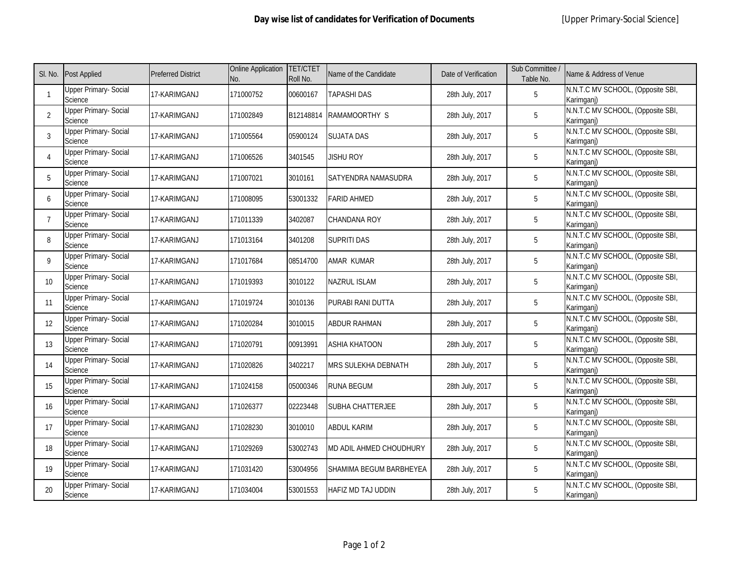# Day wise list of candidates for Verification of Documents

[Upper Primary-Social Science]

| Sl. No. | Post Applied | Preferred District | Online Application No. | TET/CTET Roll No. | Name of the Candidate | Date of Verification | Sub Committee / Table No. | Name & Address of Venue |
|---|---|---|---|---|---|---|---|---|
| 1 | Upper Primary- Social Science | 17-KARIMGANJ | 171000752 | 00600167 | TAPASHI DAS | 28th July, 2017 | 5 | N.N.T.C MV SCHOOL, (Opposite SBI, Karimganj) |
| 2 | Upper Primary- Social Science | 17-KARIMGANJ | 171002849 | B12148814 | RAMAMOORTHY S | 28th July, 2017 | 5 | N.N.T.C MV SCHOOL, (Opposite SBI, Karimganj) |
| 3 | Upper Primary- Social Science | 17-KARIMGANJ | 171005564 | 05900124 | SUJATA DAS | 28th July, 2017 | 5 | N.N.T.C MV SCHOOL, (Opposite SBI, Karimganj) |
| 4 | Upper Primary- Social Science | 17-KARIMGANJ | 171006526 | 3401545 | JISHU ROY | 28th July, 2017 | 5 | N.N.T.C MV SCHOOL, (Opposite SBI, Karimganj) |
| 5 | Upper Primary- Social Science | 17-KARIMGANJ | 171007021 | 3010161 | SATYENDRA NAMASUDRA | 28th July, 2017 | 5 | N.N.T.C MV SCHOOL, (Opposite SBI, Karimganj) |
| 6 | Upper Primary- Social Science | 17-KARIMGANJ | 171008095 | 53001332 | FARID AHMED | 28th July, 2017 | 5 | N.N.T.C MV SCHOOL, (Opposite SBI, Karimganj) |
| 7 | Upper Primary- Social Science | 17-KARIMGANJ | 171011339 | 3402087 | CHANDANA ROY | 28th July, 2017 | 5 | N.N.T.C MV SCHOOL, (Opposite SBI, Karimganj) |
| 8 | Upper Primary- Social Science | 17-KARIMGANJ | 171013164 | 3401208 | SUPRITI DAS | 28th July, 2017 | 5 | N.N.T.C MV SCHOOL, (Opposite SBI, Karimganj) |
| 9 | Upper Primary- Social Science | 17-KARIMGANJ | 171017684 | 08514700 | AMAR KUMAR | 28th July, 2017 | 5 | N.N.T.C MV SCHOOL, (Opposite SBI, Karimganj) |
| 10 | Upper Primary- Social Science | 17-KARIMGANJ | 171019393 | 3010122 | NAZRUL ISLAM | 28th July, 2017 | 5 | N.N.T.C MV SCHOOL, (Opposite SBI, Karimganj) |
| 11 | Upper Primary- Social Science | 17-KARIMGANJ | 171019724 | 3010136 | PURABI RANI DUTTA | 28th July, 2017 | 5 | N.N.T.C MV SCHOOL, (Opposite SBI, Karimganj) |
| 12 | Upper Primary- Social Science | 17-KARIMGANJ | 171020284 | 3010015 | ABDUR RAHMAN | 28th July, 2017 | 5 | N.N.T.C MV SCHOOL, (Opposite SBI, Karimganj) |
| 13 | Upper Primary- Social Science | 17-KARIMGANJ | 171020791 | 00913991 | ASHIA KHATOON | 28th July, 2017 | 5 | N.N.T.C MV SCHOOL, (Opposite SBI, Karimganj) |
| 14 | Upper Primary- Social Science | 17-KARIMGANJ | 171020826 | 3402217 | MRS SULEKHA DEBNATH | 28th July, 2017 | 5 | N.N.T.C MV SCHOOL, (Opposite SBI, Karimganj) |
| 15 | Upper Primary- Social Science | 17-KARIMGANJ | 171024158 | 05000346 | RUNA BEGUM | 28th July, 2017 | 5 | N.N.T.C MV SCHOOL, (Opposite SBI, Karimganj) |
| 16 | Upper Primary- Social Science | 17-KARIMGANJ | 171026377 | 02223448 | SUBHA CHATTERJEE | 28th July, 2017 | 5 | N.N.T.C MV SCHOOL, (Opposite SBI, Karimganj) |
| 17 | Upper Primary- Social Science | 17-KARIMGANJ | 171028230 | 3010010 | ABDUL KARIM | 28th July, 2017 | 5 | N.N.T.C MV SCHOOL, (Opposite SBI, Karimganj) |
| 18 | Upper Primary- Social Science | 17-KARIMGANJ | 171029269 | 53002743 | MD ADIL AHMED CHOUDHURY | 28th July, 2017 | 5 | N.N.T.C MV SCHOOL, (Opposite SBI, Karimganj) |
| 19 | Upper Primary- Social Science | 17-KARIMGANJ | 171031420 | 53004956 | SHAMIMA BEGUM BARBHEYEA | 28th July, 2017 | 5 | N.N.T.C MV SCHOOL, (Opposite SBI, Karimganj) |
| 20 | Upper Primary- Social Science | 17-KARIMGANJ | 171034004 | 53001553 | HAFIZ MD TAJ UDDIN | 28th July, 2017 | 5 | N.N.T.C MV SCHOOL, (Opposite SBI, Karimganj) |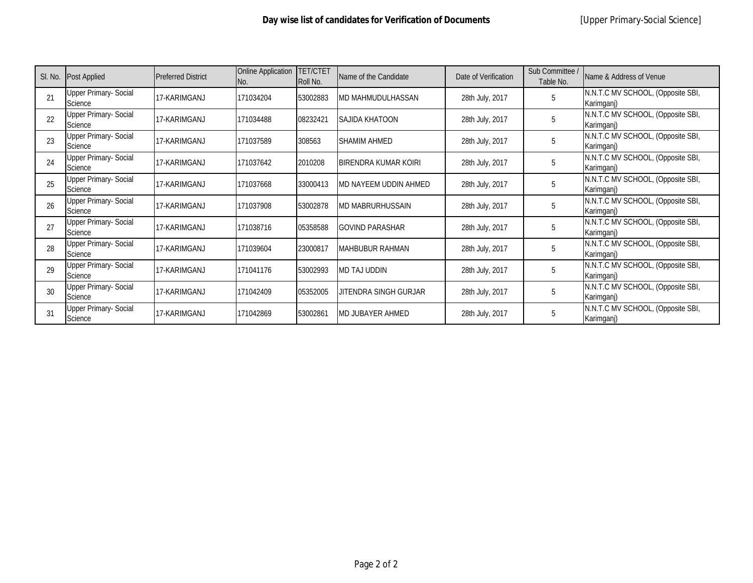**Day wise list of candidates for Verification of Documents** [Upper Primary-Social Science]

| Sl. No. | Post Applied | Preferred District | Online Application No. | TET/CTET Roll No. | Name of the Candidate | Date of Verification | Sub Committee / Table No. | Name & Address of Venue |
|---|---|---|---|---|---|---|---|---|
| 21 | Upper Primary- Social Science | 17-KARIMGANJ | 171034204 | 53002883 | MD MAHMUDULHASSAN | 28th July, 2017 | 5 | N.N.T.C MV SCHOOL, (Opposite SBI, Karimganj) |
| 22 | Upper Primary- Social Science | 17-KARIMGANJ | 171034488 | 08232421 | SAJIDA KHATOON | 28th July, 2017 | 5 | N.N.T.C MV SCHOOL, (Opposite SBI, Karimganj) |
| 23 | Upper Primary- Social Science | 17-KARIMGANJ | 171037589 | 308563 | SHAMIM AHMED | 28th July, 2017 | 5 | N.N.T.C MV SCHOOL, (Opposite SBI, Karimganj) |
| 24 | Upper Primary- Social Science | 17-KARIMGANJ | 171037642 | 2010208 | BIRENDRA KUMAR KOIRI | 28th July, 2017 | 5 | N.N.T.C MV SCHOOL, (Opposite SBI, Karimganj) |
| 25 | Upper Primary- Social Science | 17-KARIMGANJ | 171037668 | 33000413 | MD NAYEEM UDDIN AHMED | 28th July, 2017 | 5 | N.N.T.C MV SCHOOL, (Opposite SBI, Karimganj) |
| 26 | Upper Primary- Social Science | 17-KARIMGANJ | 171037908 | 53002878 | MD MABRURHUSSAIN | 28th July, 2017 | 5 | N.N.T.C MV SCHOOL, (Opposite SBI, Karimganj) |
| 27 | Upper Primary- Social Science | 17-KARIMGANJ | 171038716 | 05358588 | GOVIND PARASHAR | 28th July, 2017 | 5 | N.N.T.C MV SCHOOL, (Opposite SBI, Karimganj) |
| 28 | Upper Primary- Social Science | 17-KARIMGANJ | 171039604 | 23000817 | MAHBUBUR RAHMAN | 28th July, 2017 | 5 | N.N.T.C MV SCHOOL, (Opposite SBI, Karimganj) |
| 29 | Upper Primary- Social Science | 17-KARIMGANJ | 171041176 | 53002993 | MD TAJ UDDIN | 28th July, 2017 | 5 | N.N.T.C MV SCHOOL, (Opposite SBI, Karimganj) |
| 30 | Upper Primary- Social Science | 17-KARIMGANJ | 171042409 | 05352005 | JITENDRA SINGH GURJAR | 28th July, 2017 | 5 | N.N.T.C MV SCHOOL, (Opposite SBI, Karimganj) |
| 31 | Upper Primary- Social Science | 17-KARIMGANJ | 171042869 | 53002861 | MD JUBAYER AHMED | 28th July, 2017 | 5 | N.N.T.C MV SCHOOL, (Opposite SBI, Karimganj) |